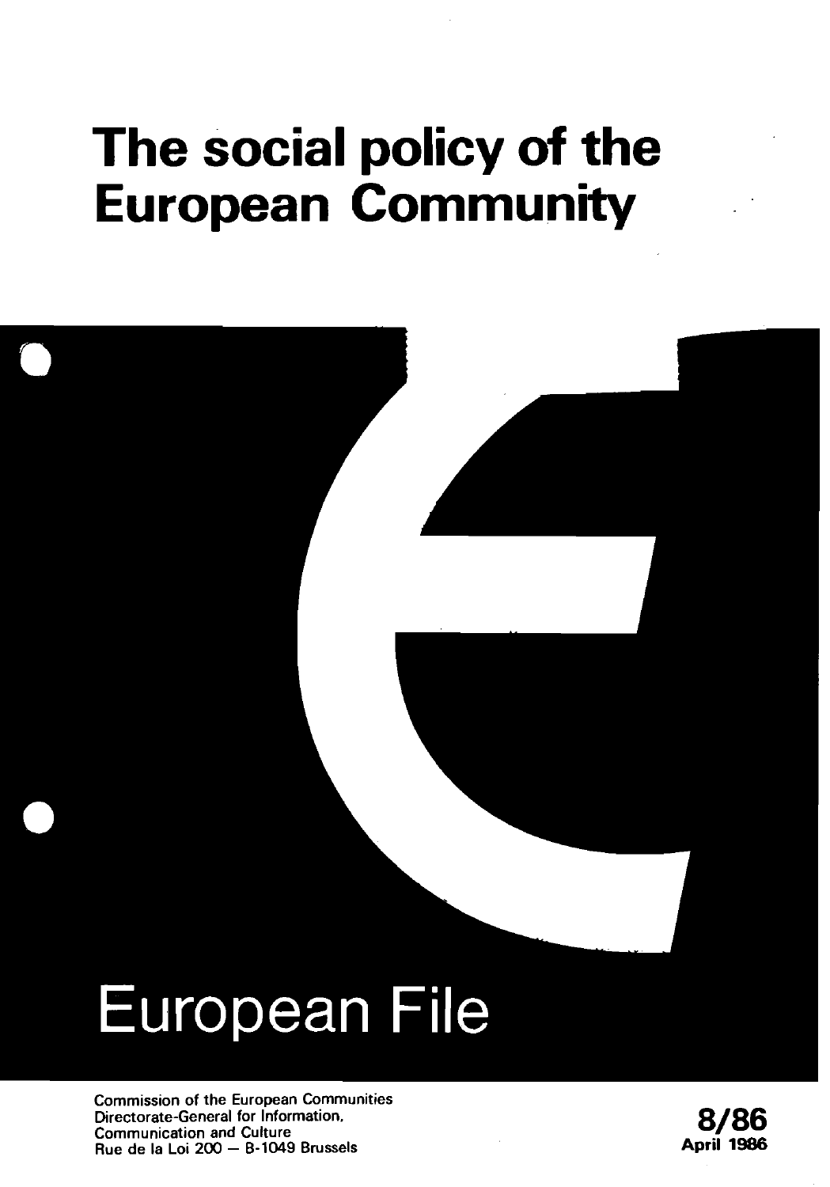# The social policy of the European Community

European File

Commission of the European Communities
Directorate-General for Information,
Communication and Culture
Rue de la Loi 200 — B-1049 Brussels

**8/86**
**April 1986**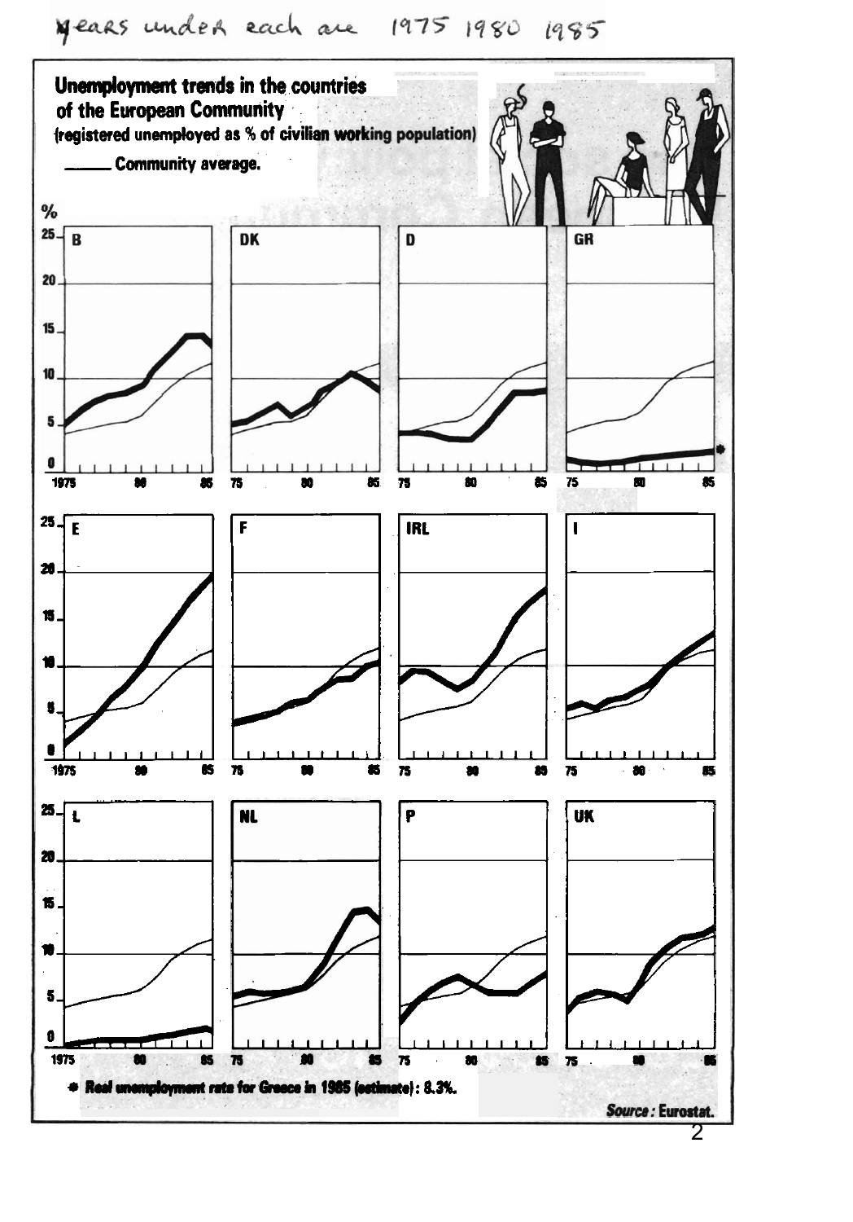years under each are 1975 1980 1985

**Unemployment trends in the countries of the European Community**

(registered unemployed as % of civilian working population)

_____ Community average.

%

B | DK | D | GR

E | F | IRL | I

L | NL | P | UK

\* Real unemployment rate for Greece in 1985 (estimate): 8.3%.

*Source*: Eurostat.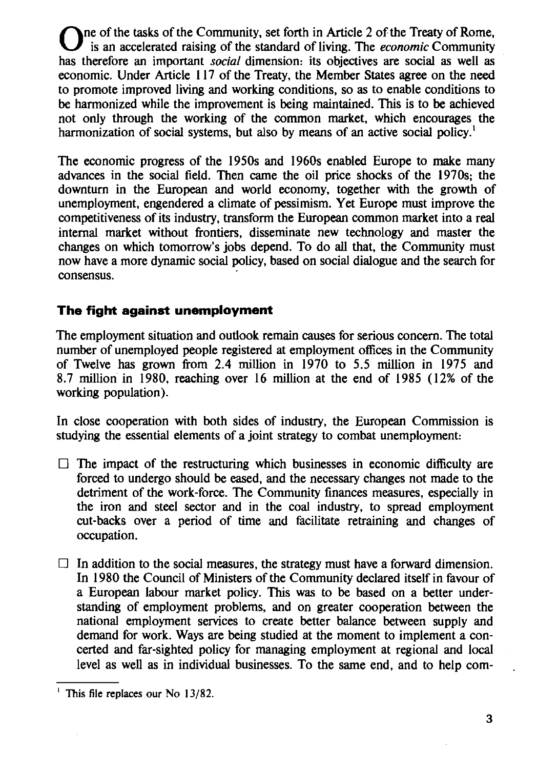One of the tasks of the Community, set forth in Article 2 of the Treaty of Rome, is an accelerated raising of the standard of living. The *economic* Community has therefore an important *social* dimension: its objectives are social as well as economic. Under Article 117 of the Treaty, the Member States agree on the need to promote improved living and working conditions, so as to enable conditions to be harmonized while the improvement is being maintained. This is to be achieved not only through the working of the common market, which encourages the harmonization of social systems, but also by means of an active social policy.[1]

The economic progress of the 1950s and 1960s enabled Europe to make many advances in the social field. Then came the oil price shocks of the 1970s; the downturn in the European and world economy, together with the growth of unemployment, engendered a climate of pessimism. Yet Europe must improve the competitiveness of its industry, transform the European common market into a real internal market without frontiers, disseminate new technology and master the changes on which tomorrow's jobs depend. To do all that, the Community must now have a more dynamic social policy, based on social dialogue and the search for consensus.

### The fight against unemployment

The employment situation and outlook remain causes for serious concern. The total number of unemployed people registered at employment offices in the Community of Twelve has grown from 2.4 million in 1970 to 5.5 million in 1975 and 8.7 million in 1980, reaching over 16 million at the end of 1985 (12% of the working population).

In close cooperation with both sides of industry, the European Commission is studying the essential elements of a joint strategy to combat unemployment:

- The impact of the restructuring which businesses in economic difficulty are forced to undergo should be eased, and the necessary changes not made to the detriment of the work-force. The Community finances measures, especially in the iron and steel sector and in the coal industry, to spread employment cut-backs over a period of time and facilitate retraining and changes of occupation.

- In addition to the social measures, the strategy must have a forward dimension. In 1980 the Council of Ministers of the Community declared itself in favour of a European labour market policy. This was to be based on a better understanding of employment problems, and on greater cooperation between the national employment services to create better balance between supply and demand for work. Ways are being studied at the moment to implement a concerted and far-sighted policy for managing employment at regional and local level as well as in individual businesses. To the same end, and to help com-

[1] This file replaces our No 13/82.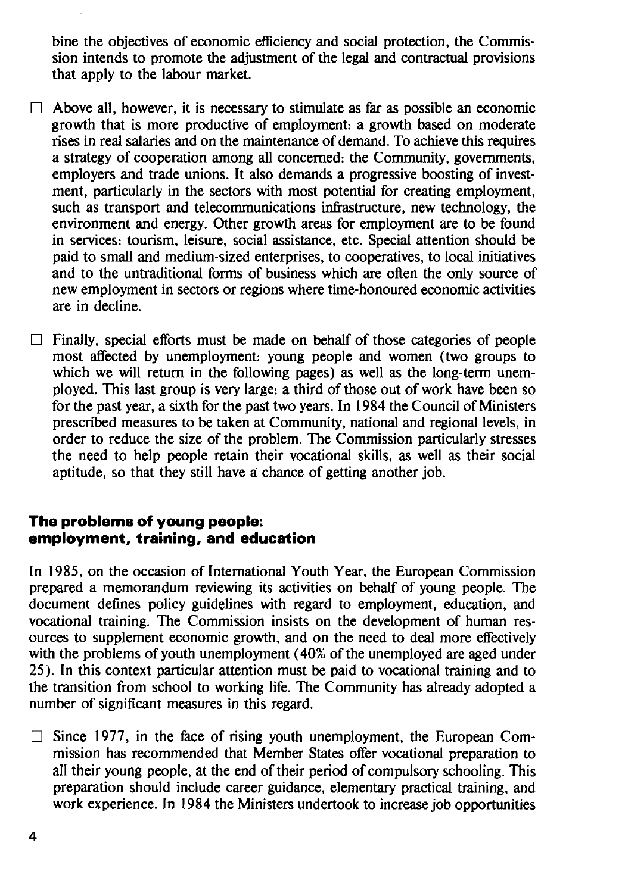bine the objectives of economic efficiency and social protection, the Commission intends to promote the adjustment of the legal and contractual provisions that apply to the labour market.

- Above all, however, it is necessary to stimulate as far as possible an economic growth that is more productive of employment: a growth based on moderate rises in real salaries and on the maintenance of demand. To achieve this requires a strategy of cooperation among all concerned: the Community, governments, employers and trade unions. It also demands a progressive boosting of investment, particularly in the sectors with most potential for creating employment, such as transport and telecommunications infrastructure, new technology, the environment and energy. Other growth areas for employment are to be found in services: tourism, leisure, social assistance, etc. Special attention should be paid to small and medium-sized enterprises, to cooperatives, to local initiatives and to the untraditional forms of business which are often the only source of new employment in sectors or regions where time-honoured economic activities are in decline.

- Finally, special efforts must be made on behalf of those categories of people most affected by unemployment: young people and women (two groups to which we will return in the following pages) as well as the long-term unemployed. This last group is very large: a third of those out of work have been so for the past year, a sixth for the past two years. In 1984 the Council of Ministers prescribed measures to be taken at Community, national and regional levels, in order to reduce the size of the problem. The Commission particularly stresses the need to help people retain their vocational skills, as well as their social aptitude, so that they still have a chance of getting another job.

### The problems of young people: employment, training, and education

In 1985, on the occasion of International Youth Year, the European Commission prepared a memorandum reviewing its activities on behalf of young people. The document defines policy guidelines with regard to employment, education, and vocational training. The Commission insists on the development of human resources to supplement economic growth, and on the need to deal more effectively with the problems of youth unemployment (40% of the unemployed are aged under 25). In this context particular attention must be paid to vocational training and to the transition from school to working life. The Community has already adopted a number of significant measures in this regard.

- Since 1977, in the face of rising youth unemployment, the European Commission has recommended that Member States offer vocational preparation to all their young people, at the end of their period of compulsory schooling. This preparation should include career guidance, elementary practical training, and work experience. In 1984 the Ministers undertook to increase job opportunities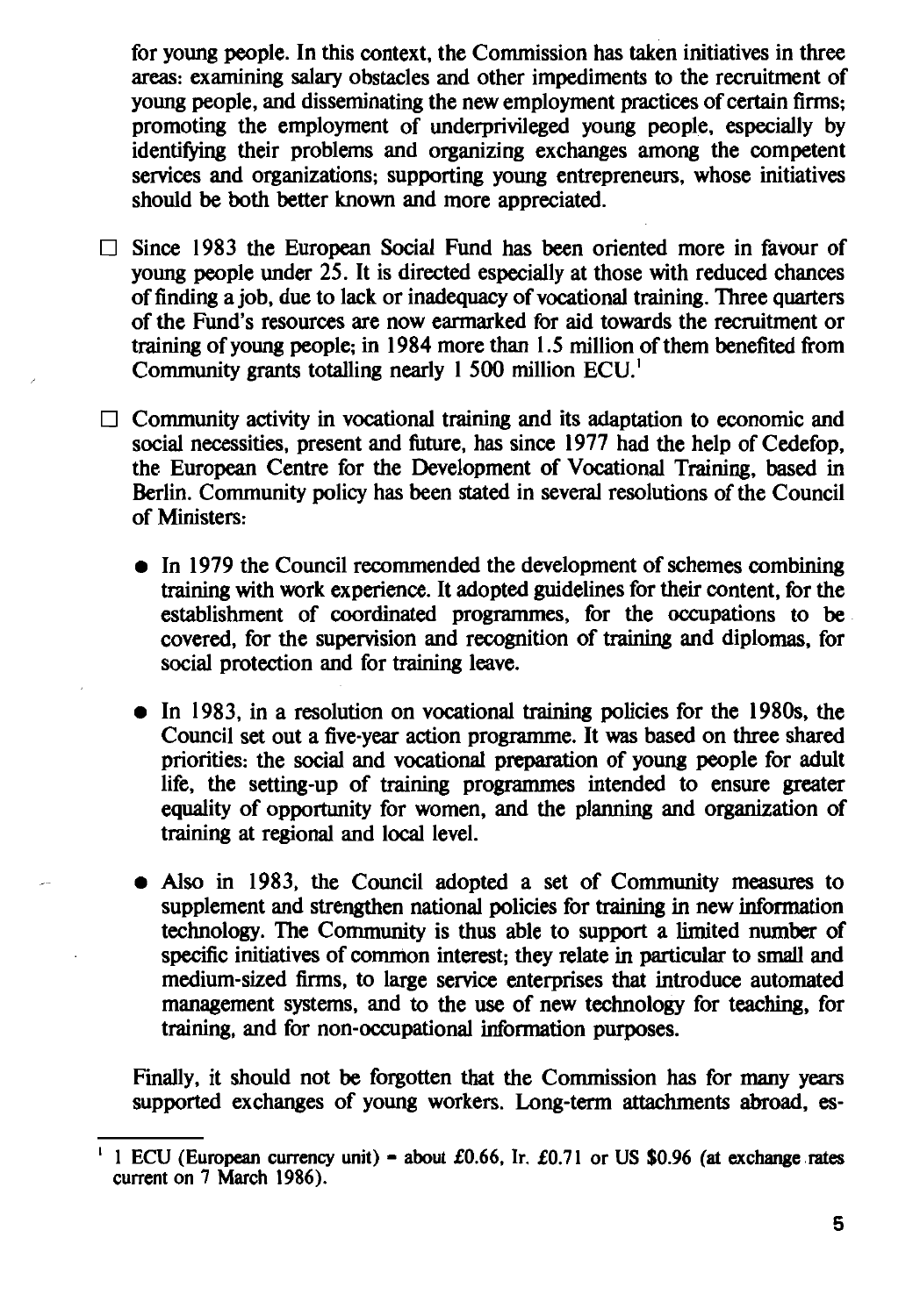for young people. In this context, the Commission has taken initiatives in three areas: examining salary obstacles and other impediments to the recruitment of young people, and disseminating the new employment practices of certain firms; promoting the employment of underprivileged young people, especially by identifying their problems and organizing exchanges among the competent services and organizations; supporting young entrepreneurs, whose initiatives should be both better known and more appreciated.

☐ Since 1983 the European Social Fund has been oriented more in favour of young people under 25. It is directed especially at those with reduced chances of finding a job, due to lack or inadequacy of vocational training. Three quarters of the Fund's resources are now earmarked for aid towards the recruitment or training of young people; in 1984 more than 1.5 million of them benefited from Community grants totalling nearly 1 500 million ECU.[1]

☐ Community activity in vocational training and its adaptation to economic and social necessities, present and future, has since 1977 had the help of Cedefop, the European Centre for the Development of Vocational Training, based in Berlin. Community policy has been stated in several resolutions of the Council of Ministers:

- In 1979 the Council recommended the development of schemes combining training with work experience. It adopted guidelines for their content, for the establishment of coordinated programmes, for the occupations to be covered, for the supervision and recognition of training and diplomas, for social protection and for training leave.

- In 1983, in a resolution on vocational training policies for the 1980s, the Council set out a five-year action programme. It was based on three shared priorities: the social and vocational preparation of young people for adult life, the setting-up of training programmes intended to ensure greater equality of opportunity for women, and the planning and organization of training at regional and local level.

- Also in 1983, the Council adopted a set of Community measures to supplement and strengthen national policies for training in new information technology. The Community is thus able to support a limited number of specific initiatives of common interest; they relate in particular to small and medium-sized firms, to large service enterprises that introduce automated management systems, and to the use of new technology for teaching, for training, and for non-occupational information purposes.

Finally, it should not be forgotten that the Commission has for many years supported exchanges of young workers. Long-term attachments abroad, es-

---

[1] 1 ECU (European currency unit) = about £0.66, Ir. £0.71 or US $0.96 (at exchange rates current on 7 March 1986).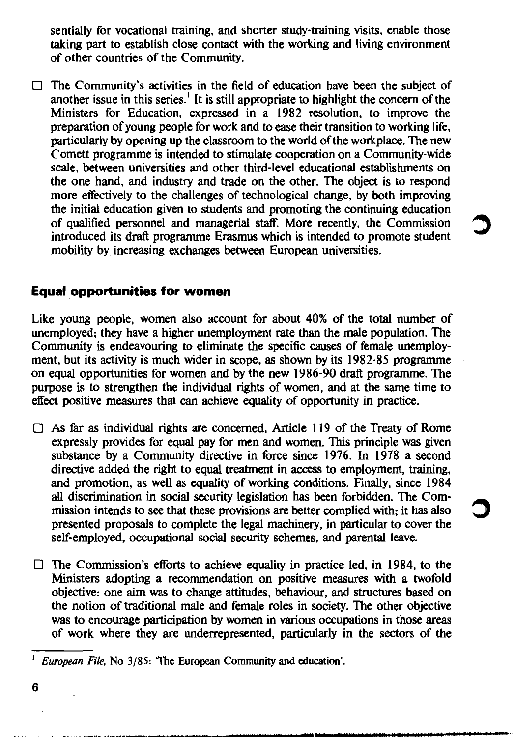sentially for vocational training, and shorter study-training visits, enable those taking part to establish close contact with the working and living environment of other countries of the Community.

- The Community's activities in the field of education have been the subject of another issue in this series.[1] It is still appropriate to highlight the concern of the Ministers for Education, expressed in a 1982 resolution, to improve the preparation of young people for work and to ease their transition to working life, particularly by opening up the classroom to the world of the workplace. The new Comett programme is intended to stimulate cooperation on a Community-wide scale, between universities and other third-level educational establishments on the one hand, and industry and trade on the other. The object is to respond more effectively to the challenges of technological change, by both improving the initial education given to students and promoting the continuing education of qualified personnel and managerial staff. More recently, the Commission introduced its draft programme Erasmus which is intended to promote student mobility by increasing exchanges between European universities.

## Equal opportunities for women

Like young people, women also account for about 40% of the total number of unemployed; they have a higher unemployment rate than the male population. The Community is endeavouring to eliminate the specific causes of female unemployment, but its activity is much wider in scope, as shown by its 1982-85 programme on equal opportunities for women and by the new 1986-90 draft programme. The purpose is to strengthen the individual rights of women, and at the same time to effect positive measures that can achieve equality of opportunity in practice.

- As far as individual rights are concerned, Article 119 of the Treaty of Rome expressly provides for equal pay for men and women. This principle was given substance by a Community directive in force since 1976. In 1978 a second directive added the right to equal treatment in access to employment, training, and promotion, as well as equality of working conditions. Finally, since 1984 all discrimination in social security legislation has been forbidden. The Commission intends to see that these provisions are better complied with; it has also presented proposals to complete the legal machinery, in particular to cover the self-employed, occupational social security schemes, and parental leave.

- The Commission's efforts to achieve equality in practice led, in 1984, to the Ministers adopting a recommendation on positive measures with a twofold objective: one aim was to change attitudes, behaviour, and structures based on the notion of traditional male and female roles in society. The other objective was to encourage participation by women in various occupations in those areas of work where they are underrepresented, particularly in the sectors of the

[1] *European File*, No 3/85: 'The European Community and education'.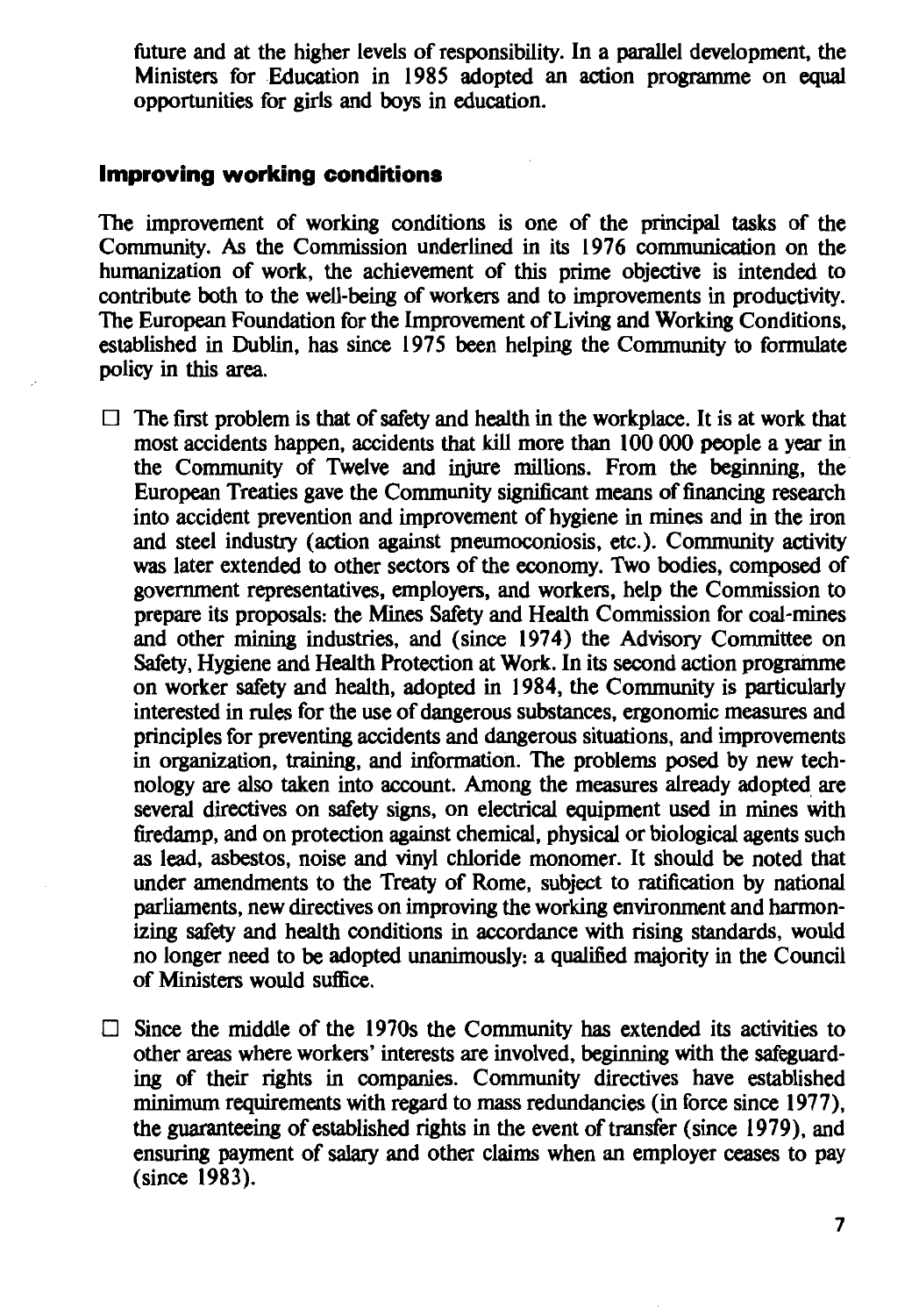future and at the higher levels of responsibility. In a parallel development, the Ministers for Education in 1985 adopted an action programme on equal opportunities for girls and boys in education.

## Improving working conditions

The improvement of working conditions is one of the principal tasks of the Community. As the Commission underlined in its 1976 communication on the humanization of work, the achievement of this prime objective is intended to contribute both to the well-being of workers and to improvements in productivity. The European Foundation for the Improvement of Living and Working Conditions, established in Dublin, has since 1975 been helping the Community to formulate policy in this area.

- The first problem is that of safety and health in the workplace. It is at work that most accidents happen, accidents that kill more than 100 000 people a year in the Community of Twelve and injure millions. From the beginning, the European Treaties gave the Community significant means of financing research into accident prevention and improvement of hygiene in mines and in the iron and steel industry (action against pneumoconiosis, etc.). Community activity was later extended to other sectors of the economy. Two bodies, composed of government representatives, employers, and workers, help the Commission to prepare its proposals: the Mines Safety and Health Commission for coal-mines and other mining industries, and (since 1974) the Advisory Committee on Safety, Hygiene and Health Protection at Work. In its second action programme on worker safety and health, adopted in 1984, the Community is particularly interested in rules for the use of dangerous substances, ergonomic measures and principles for preventing accidents and dangerous situations, and improvements in organization, training, and information. The problems posed by new technology are also taken into account. Among the measures already adopted are several directives on safety signs, on electrical equipment used in mines with firedamp, and on protection against chemical, physical or biological agents such as lead, asbestos, noise and vinyl chloride monomer. It should be noted that under amendments to the Treaty of Rome, subject to ratification by national parliaments, new directives on improving the working environment and harmonizing safety and health conditions in accordance with rising standards, would no longer need to be adopted unanimously: a qualified majority in the Council of Ministers would suffice.

- Since the middle of the 1970s the Community has extended its activities to other areas where workers' interests are involved, beginning with the safeguarding of their rights in companies. Community directives have established minimum requirements with regard to mass redundancies (in force since 1977), the guaranteeing of established rights in the event of transfer (since 1979), and ensuring payment of salary and other claims when an employer ceases to pay (since 1983).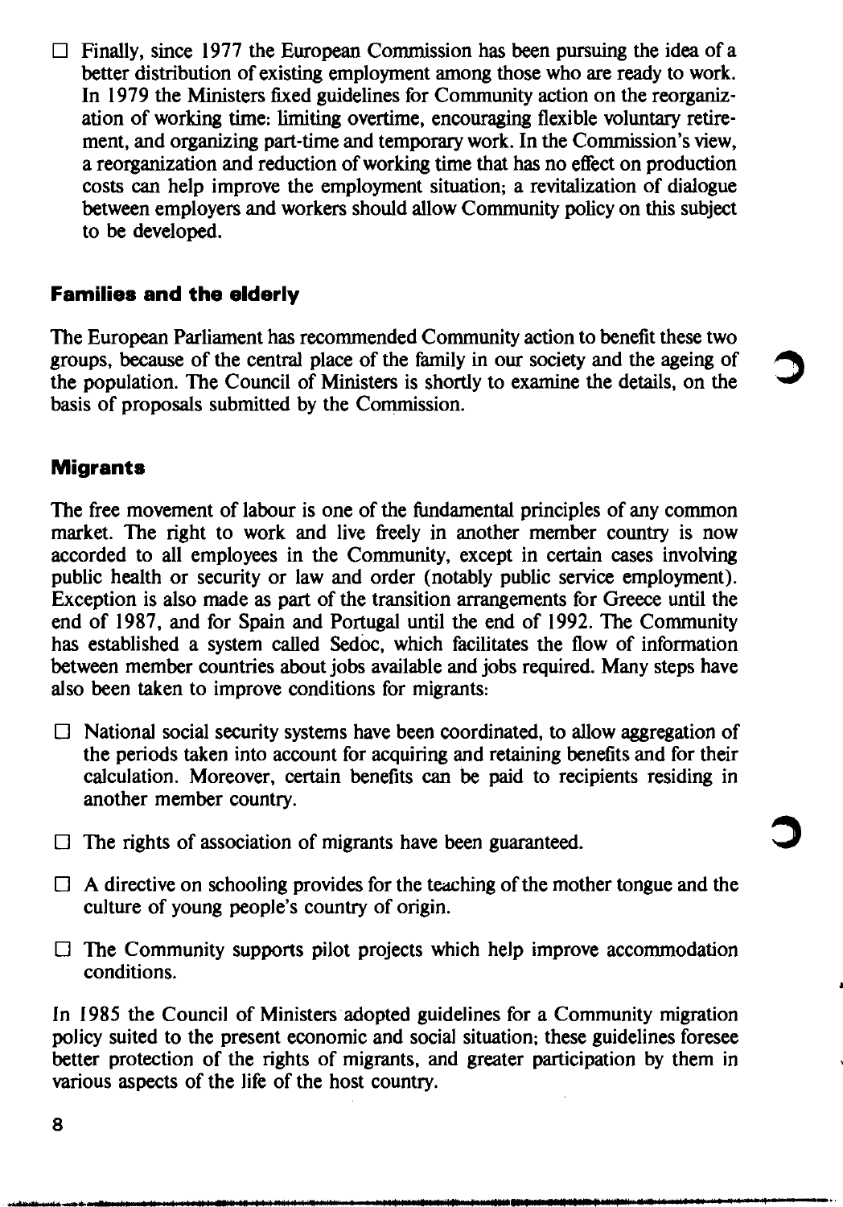- Finally, since 1977 the European Commission has been pursuing the idea of a better distribution of existing employment among those who are ready to work. In 1979 the Ministers fixed guidelines for Community action on the reorganization of working time: limiting overtime, encouraging flexible voluntary retirement, and organizing part-time and temporary work. In the Commission's view, a reorganization and reduction of working time that has no effect on production costs can help improve the employment situation; a revitalization of dialogue between employers and workers should allow Community policy on this subject to be developed.

### Families and the elderly

The European Parliament has recommended Community action to benefit these two groups, because of the central place of the family in our society and the ageing of the population. The Council of Ministers is shortly to examine the details, on the basis of proposals submitted by the Commission.

### Migrants

The free movement of labour is one of the fundamental principles of any common market. The right to work and live freely in another member country is now accorded to all employees in the Community, except in certain cases involving public health or security or law and order (notably public service employment). Exception is also made as part of the transition arrangements for Greece until the end of 1987, and for Spain and Portugal until the end of 1992. The Community has established a system called Sedoc, which facilitates the flow of information between member countries about jobs available and jobs required. Many steps have also been taken to improve conditions for migrants:

- National social security systems have been coordinated, to allow aggregation of the periods taken into account for acquiring and retaining benefits and for their calculation. Moreover, certain benefits can be paid to recipients residing in another member country.
- The rights of association of migrants have been guaranteed.
- A directive on schooling provides for the teaching of the mother tongue and the culture of young people's country of origin.
- The Community supports pilot projects which help improve accommodation conditions.

In 1985 the Council of Ministers adopted guidelines for a Community migration policy suited to the present economic and social situation; these guidelines foresee better protection of the rights of migrants, and greater participation by them in various aspects of the life of the host country.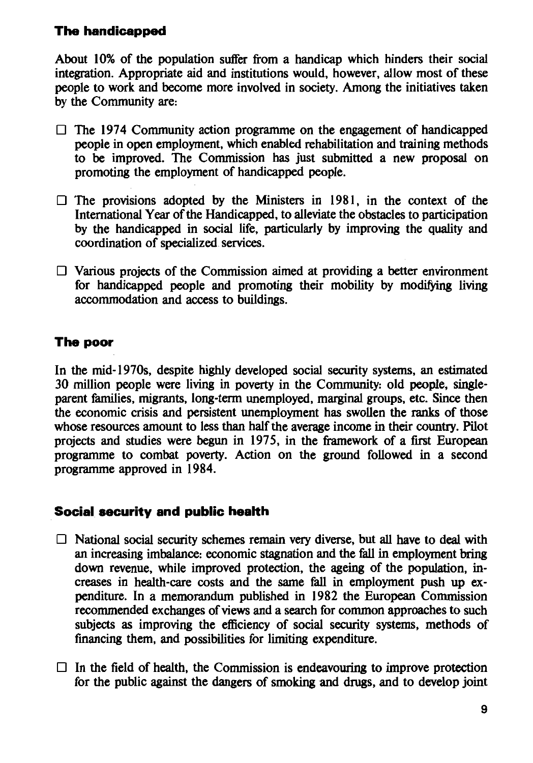### The handicapped

About 10% of the population suffer from a handicap which hinders their social integration. Appropriate aid and institutions would, however, allow most of these people to work and become more involved in society. Among the initiatives taken by the Community are:

- ☐ The 1974 Community action programme on the engagement of handicapped people in open employment, which enabled rehabilitation and training methods to be improved. The Commission has just submitted a new proposal on promoting the employment of handicapped people.

- ☐ The provisions adopted by the Ministers in 1981, in the context of the International Year of the Handicapped, to alleviate the obstacles to participation by the handicapped in social life, particularly by improving the quality and coordination of specialized services.

- ☐ Various projects of the Commission aimed at providing a better environment for handicapped people and promoting their mobility by modifying living accommodation and access to buildings.

### The poor

In the mid-1970s, despite highly developed social security systems, an estimated 30 million people were living in poverty in the Community: old people, single-parent families, migrants, long-term unemployed, marginal groups, etc. Since then the economic crisis and persistent unemployment has swollen the ranks of those whose resources amount to less than half the average income in their country. Pilot projects and studies were begun in 1975, in the framework of a first European programme to combat poverty. Action on the ground followed in a second programme approved in 1984.

### Social security and public health

- ☐ National social security schemes remain very diverse, but all have to deal with an increasing imbalance: economic stagnation and the fall in employment bring down revenue, while improved protection, the ageing of the population, increases in health-care costs and the same fall in employment push up expenditure. In a memorandum published in 1982 the European Commission recommended exchanges of views and a search for common approaches to such subjects as improving the efficiency of social security systems, methods of financing them, and possibilities for limiting expenditure.

- ☐ In the field of health, the Commission is endeavouring to improve protection for the public against the dangers of smoking and drugs, and to develop joint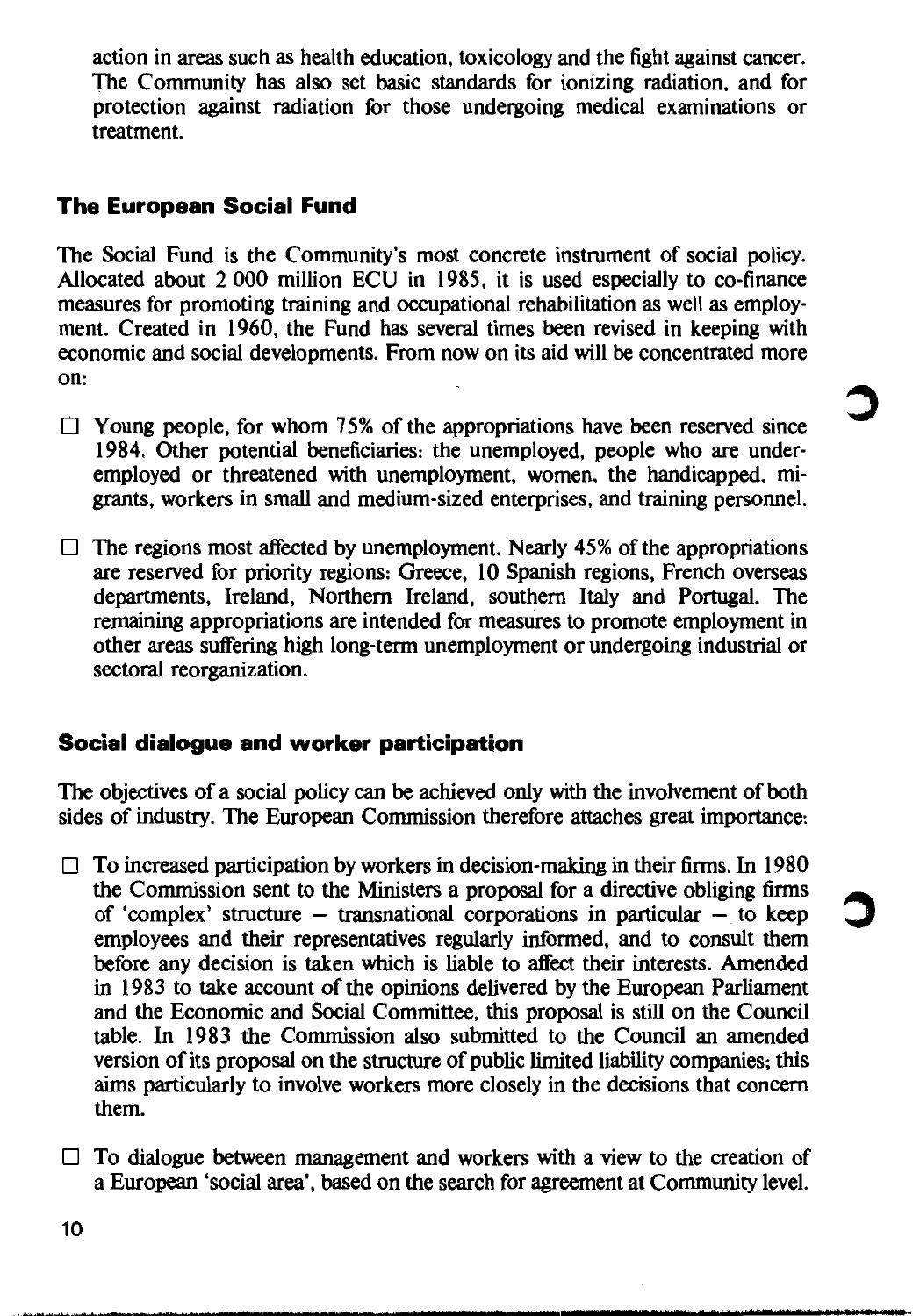action in areas such as health education, toxicology and the fight against cancer. The Community has also set basic standards for ionizing radiation, and for protection against radiation for those undergoing medical examinations or treatment.

### The European Social Fund

The Social Fund is the Community's most concrete instrument of social policy. Allocated about 2 000 million ECU in 1985, it is used especially to co-finance measures for promoting training and occupational rehabilitation as well as employment. Created in 1960, the Fund has several times been revised in keeping with economic and social developments. From now on its aid will be concentrated more on:

- ☐ Young people, for whom 75% of the appropriations have been reserved since 1984. Other potential beneficiaries: the unemployed, people who are underemployed or threatened with unemployment, women, the handicapped, migrants, workers in small and medium-sized enterprises, and training personnel.

- ☐ The regions most affected by unemployment. Nearly 45% of the appropriations are reserved for priority regions: Greece, 10 Spanish regions, French overseas departments, Ireland, Northern Ireland, southern Italy and Portugal. The remaining appropriations are intended for measures to promote employment in other areas suffering high long-term unemployment or undergoing industrial or sectoral reorganization.

### Social dialogue and worker participation

The objectives of a social policy can be achieved only with the involvement of both sides of industry. The European Commission therefore attaches great importance:

- ☐ To increased participation by workers in decision-making in their firms. In 1980 the Commission sent to the Ministers a proposal for a directive obliging firms of 'complex' structure – transnational corporations in particular – to keep employees and their representatives regularly informed, and to consult them before any decision is taken which is liable to affect their interests. Amended in 1983 to take account of the opinions delivered by the European Parliament and the Economic and Social Committee, this proposal is still on the Council table. In 1983 the Commission also submitted to the Council an amended version of its proposal on the structure of public limited liability companies; this aims particularly to involve workers more closely in the decisions that concern them.

- ☐ To dialogue between management and workers with a view to the creation of a European 'social area', based on the search for agreement at Community level.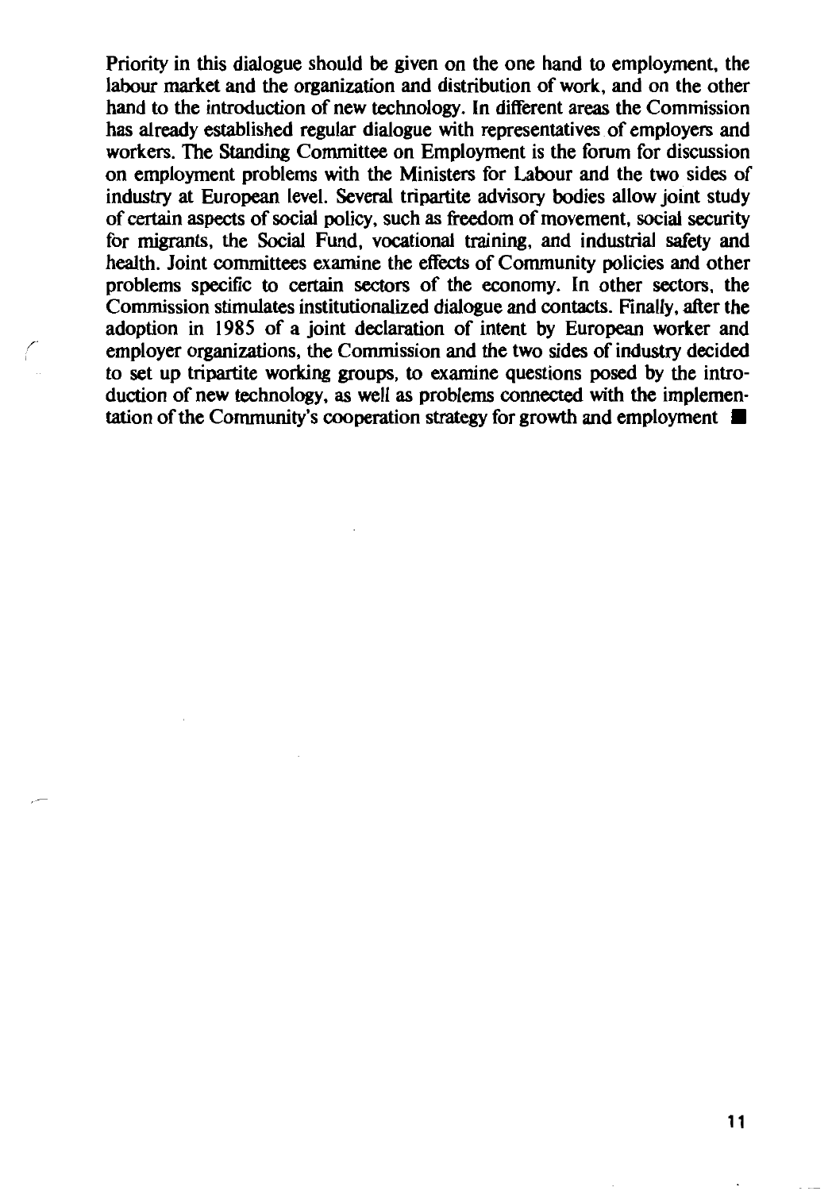Priority in this dialogue should be given on the one hand to employment, the labour market and the organization and distribution of work, and on the other hand to the introduction of new technology. In different areas the Commission has already established regular dialogue with representatives of employers and workers. The Standing Committee on Employment is the forum for discussion on employment problems with the Ministers for Labour and the two sides of industry at European level. Several tripartite advisory bodies allow joint study of certain aspects of social policy, such as freedom of movement, social security for migrants, the Social Fund, vocational training, and industrial safety and health. Joint committees examine the effects of Community policies and other problems specific to certain sectors of the economy. In other sectors, the Commission stimulates institutionalized dialogue and contacts. Finally, after the adoption in 1985 of a joint declaration of intent by European worker and employer organizations, the Commission and the two sides of industry decided to set up tripartite working groups, to examine questions posed by the introduction of new technology, as well as problems connected with the implementation of the Community's cooperation strategy for growth and employment ■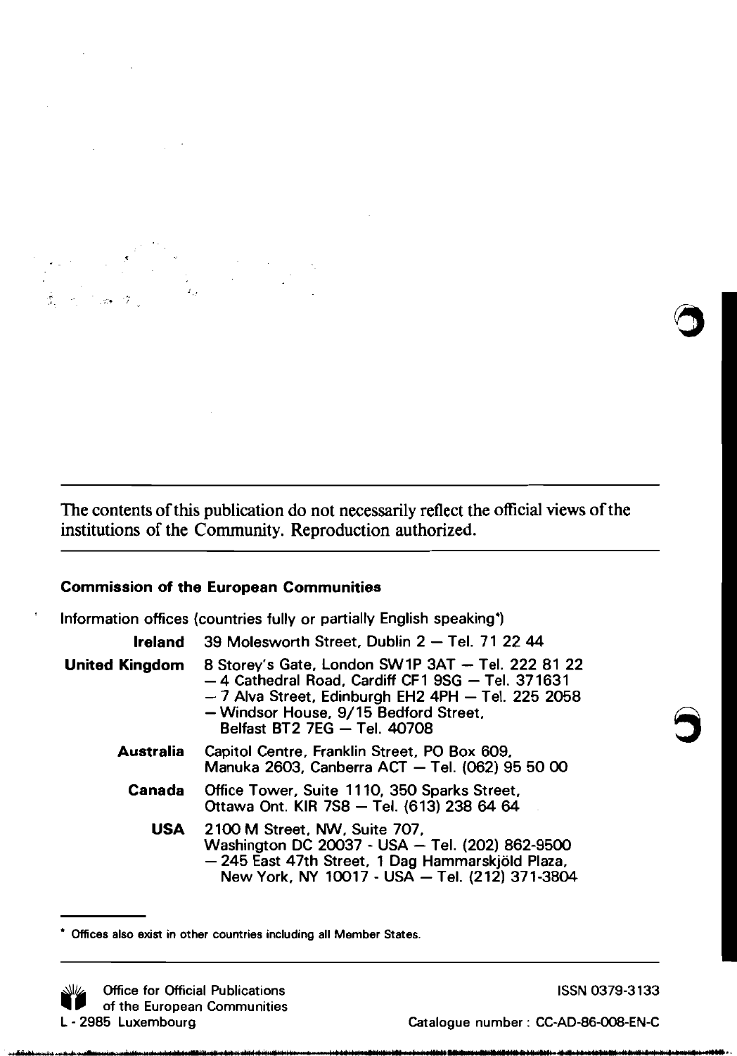The contents of this publication do not necessarily reflect the official views of the institutions of the Community. Reproduction authorized.

**Commission of the European Communities**

Information offices (countries fully or partially English speaking*)

| | |
|---|---|
| **Ireland** | 39 Molesworth Street, Dublin 2 — Tel. 71 22 44 |
| **United Kingdom** | 8 Storey's Gate, London SW1P 3AT — Tel. 222 81 22 — 4 Cathedral Road, Cardiff CF1 9SG — Tel. 371631 — 7 Alva Street, Edinburgh EH2 4PH — Tel. 225 2058 — Windsor House, 9/15 Bedford Street, Belfast BT2 7EG — Tel. 40708 |
| **Australia** | Capitol Centre, Franklin Street, PO Box 609, Manuka 2603, Canberra ACT — Tel. (062) 95 50 00 |
| **Canada** | Office Tower, Suite 1110, 350 Sparks Street, Ottawa Ont. KIR 7S8 — Tel. (613) 238 64 64 |
| **USA** | 2100 M Street, NW, Suite 707, Washington DC 20037 - USA — Tel. (202) 862-9500 — 245 East 47th Street, 1 Dag Hammarskjöld Plaza, New York, NY 10017 - USA — Tel. (212) 371-3804 |

\* Offices also exist in other countries including all Member States.

Office for Official Publications of the European Communities
L - 2985 Luxembourg

ISSN 0379-3133

Catalogue number : CC-AD-86-008-EN-C